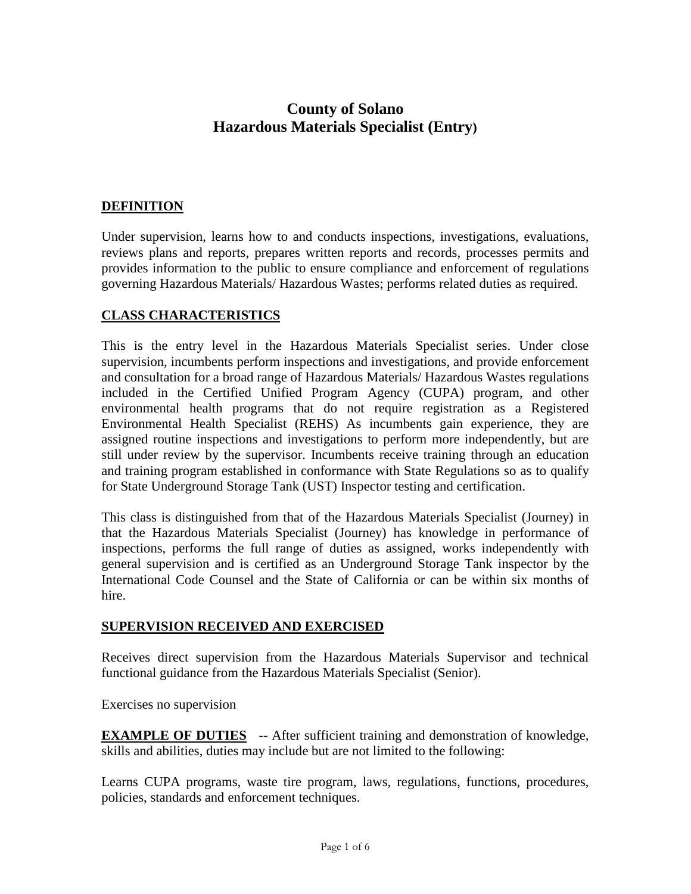# County of Solano
# Hazardous Materials Specialist (Entry)

## DEFINITION

Under supervision, learns how to and conducts inspections, investigations, evaluations, reviews plans and reports, prepares written reports and records, processes permits and provides information to the public to ensure compliance and enforcement of regulations governing Hazardous Materials/ Hazardous Wastes; performs related duties as required.

## CLASS CHARACTERISTICS

This is the entry level in the Hazardous Materials Specialist series. Under close supervision, incumbents perform inspections and investigations, and provide enforcement and consultation for a broad range of Hazardous Materials/ Hazardous Wastes regulations included in the Certified Unified Program Agency (CUPA) program, and other environmental health programs that do not require registration as a Registered Environmental Health Specialist (REHS) As incumbents gain experience, they are assigned routine inspections and investigations to perform more independently, but are still under review by the supervisor. Incumbents receive training through an education and training program established in conformance with State Regulations so as to qualify for State Underground Storage Tank (UST) Inspector testing and certification.

This class is distinguished from that of the Hazardous Materials Specialist (Journey) in that the Hazardous Materials Specialist (Journey) has knowledge in performance of inspections, performs the full range of duties as assigned, works independently with general supervision and is certified as an Underground Storage Tank inspector by the International Code Counsel and the State of California or can be within six months of hire.

## SUPERVISION RECEIVED AND EXERCISED

Receives direct supervision from the Hazardous Materials Supervisor and technical functional guidance from the Hazardous Materials Specialist (Senior).

Exercises no supervision

**EXAMPLE OF DUTIES** -- After sufficient training and demonstration of knowledge, skills and abilities, duties may include but are not limited to the following:

Learns CUPA programs, waste tire program, laws, regulations, functions, procedures, policies, standards and enforcement techniques.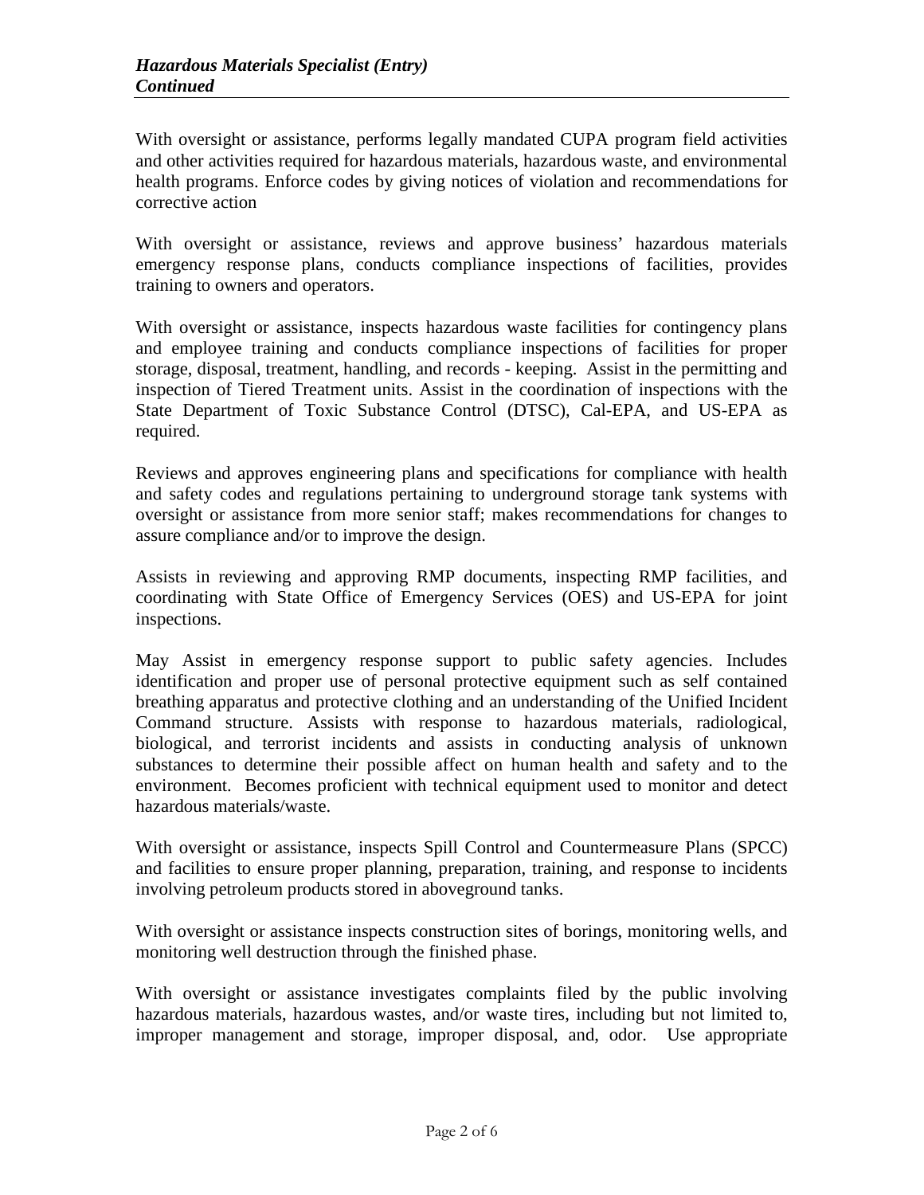***Hazardous Materials Specialist (Entry)***
***Continued***

With oversight or assistance, performs legally mandated CUPA program field activities and other activities required for hazardous materials, hazardous waste, and environmental health programs. Enforce codes by giving notices of violation and recommendations for corrective action

With oversight or assistance, reviews and approve business' hazardous materials emergency response plans, conducts compliance inspections of facilities, provides training to owners and operators.

With oversight or assistance, inspects hazardous waste facilities for contingency plans and employee training and conducts compliance inspections of facilities for proper storage, disposal, treatment, handling, and records - keeping. Assist in the permitting and inspection of Tiered Treatment units. Assist in the coordination of inspections with the State Department of Toxic Substance Control (DTSC), Cal-EPA, and US-EPA as required.

Reviews and approves engineering plans and specifications for compliance with health and safety codes and regulations pertaining to underground storage tank systems with oversight or assistance from more senior staff; makes recommendations for changes to assure compliance and/or to improve the design.

Assists in reviewing and approving RMP documents, inspecting RMP facilities, and coordinating with State Office of Emergency Services (OES) and US-EPA for joint inspections.

May Assist in emergency response support to public safety agencies. Includes identification and proper use of personal protective equipment such as self contained breathing apparatus and protective clothing and an understanding of the Unified Incident Command structure. Assists with response to hazardous materials, radiological, biological, and terrorist incidents and assists in conducting analysis of unknown substances to determine their possible affect on human health and safety and to the environment. Becomes proficient with technical equipment used to monitor and detect hazardous materials/waste.

With oversight or assistance, inspects Spill Control and Countermeasure Plans (SPCC) and facilities to ensure proper planning, preparation, training, and response to incidents involving petroleum products stored in aboveground tanks.

With oversight or assistance inspects construction sites of borings, monitoring wells, and monitoring well destruction through the finished phase.

With oversight or assistance investigates complaints filed by the public involving hazardous materials, hazardous wastes, and/or waste tires, including but not limited to, improper management and storage, improper disposal, and, odor. Use appropriate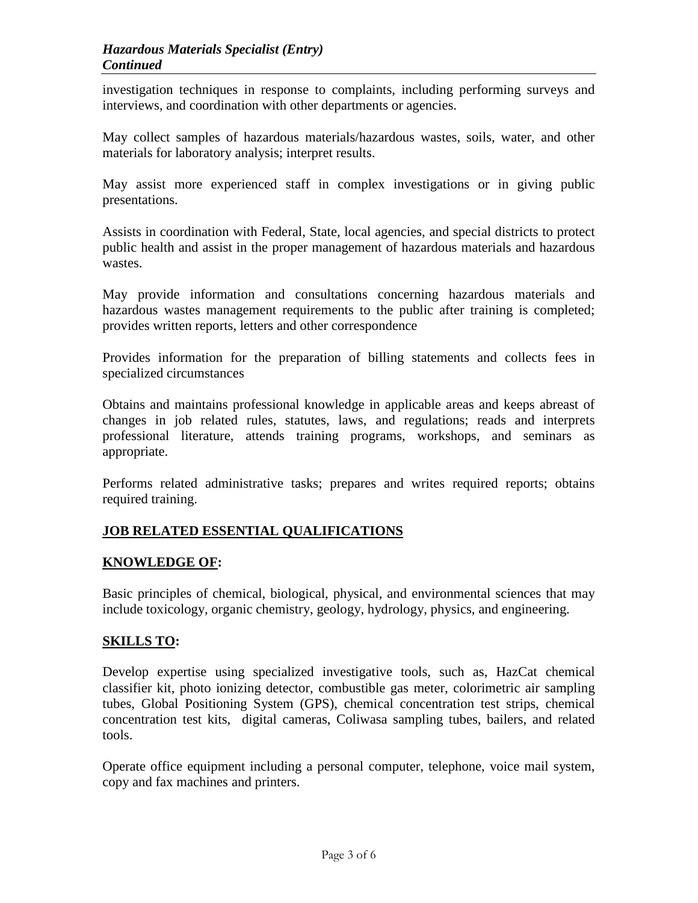investigation techniques in response to complaints, including performing surveys and interviews, and coordination with other departments or agencies.

May collect samples of hazardous materials/hazardous wastes, soils, water, and other materials for laboratory analysis; interpret results.

May assist more experienced staff in complex investigations or in giving public presentations.

Assists in coordination with Federal, State, local agencies, and special districts to protect public health and assist in the proper management of hazardous materials and hazardous wastes.

May provide information and consultations concerning hazardous materials and hazardous wastes management requirements to the public after training is completed; provides written reports, letters and other correspondence

Provides information for the preparation of billing statements and collects fees in specialized circumstances

Obtains and maintains professional knowledge in applicable areas and keeps abreast of changes in job related rules, statutes, laws, and regulations; reads and interprets professional literature, attends training programs, workshops, and seminars as appropriate.

Performs related administrative tasks; prepares and writes required reports; obtains required training.

## JOB RELATED ESSENTIAL QUALIFICATIONS

### KNOWLEDGE OF:

Basic principles of chemical, biological, physical, and environmental sciences that may include toxicology, organic chemistry, geology, hydrology, physics, and engineering.

### SKILLS TO:

Develop expertise using specialized investigative tools, such as, HazCat chemical classifier kit, photo ionizing detector, combustible gas meter, colorimetric air sampling tubes, Global Positioning System (GPS), chemical concentration test strips, chemical concentration test kits, digital cameras, Coliwasa sampling tubes, bailers, and related tools.

Operate office equipment including a personal computer, telephone, voice mail system, copy and fax machines and printers.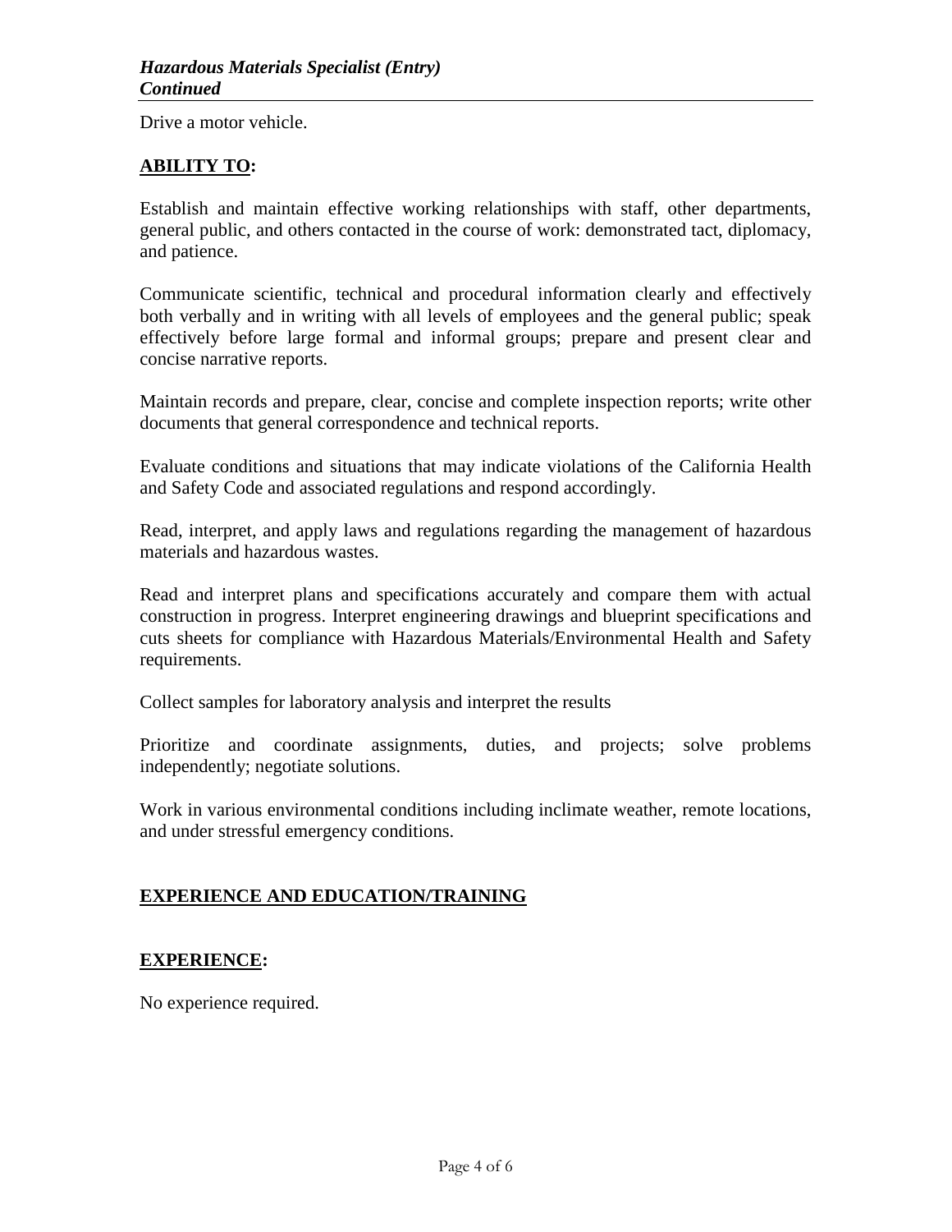Drive a motor vehicle.

**ABILITY TO:**

Establish and maintain effective working relationships with staff, other departments, general public, and others contacted in the course of work: demonstrated tact, diplomacy, and patience.

Communicate scientific, technical and procedural information clearly and effectively both verbally and in writing with all levels of employees and the general public; speak effectively before large formal and informal groups; prepare and present clear and concise narrative reports.

Maintain records and prepare, clear, concise and complete inspection reports; write other documents that general correspondence and technical reports.

Evaluate conditions and situations that may indicate violations of the California Health and Safety Code and associated regulations and respond accordingly.

Read, interpret, and apply laws and regulations regarding the management of hazardous materials and hazardous wastes.

Read and interpret plans and specifications accurately and compare them with actual construction in progress. Interpret engineering drawings and blueprint specifications and cuts sheets for compliance with Hazardous Materials/Environmental Health and Safety requirements.

Collect samples for laboratory analysis and interpret the results

Prioritize and coordinate assignments, duties, and projects; solve problems independently; negotiate solutions.

Work in various environmental conditions including inclimate weather, remote locations, and under stressful emergency conditions.

## EXPERIENCE AND EDUCATION/TRAINING

**EXPERIENCE:**

No experience required.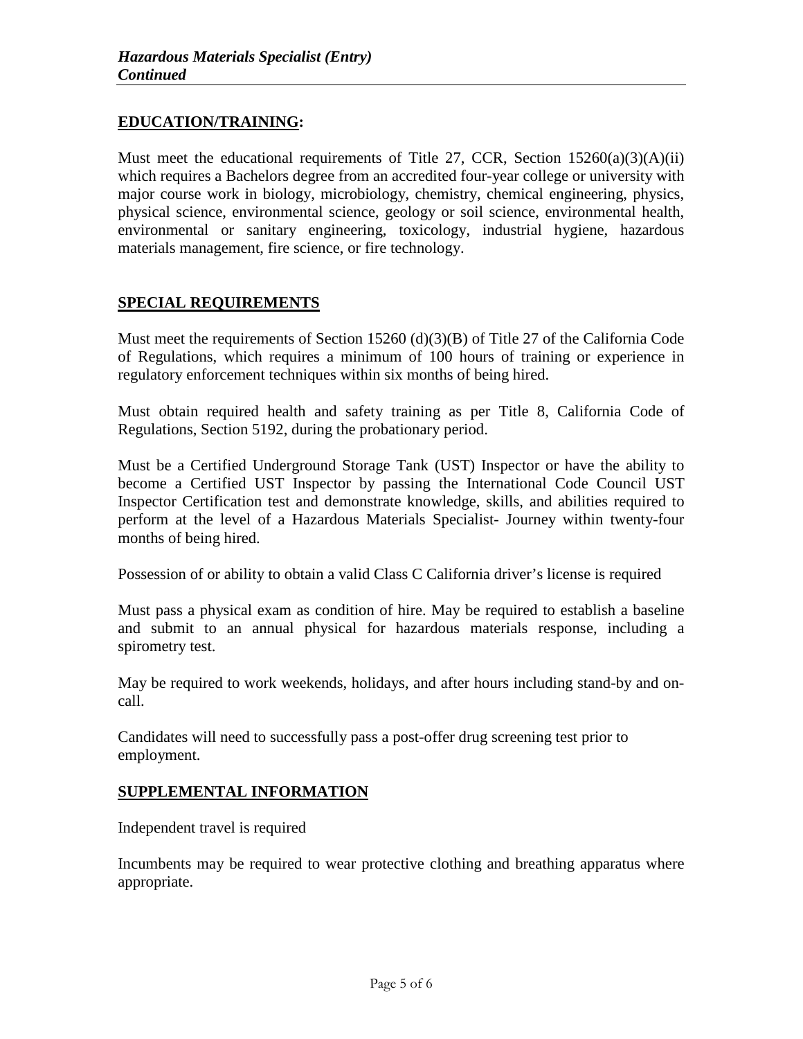## EDUCATION/TRAINING:

Must meet the educational requirements of Title 27, CCR, Section 15260(a)(3)(A)(ii) which requires a Bachelors degree from an accredited four-year college or university with major course work in biology, microbiology, chemistry, chemical engineering, physics, physical science, environmental science, geology or soil science, environmental health, environmental or sanitary engineering, toxicology, industrial hygiene, hazardous materials management, fire science, or fire technology.

## SPECIAL REQUIREMENTS

Must meet the requirements of Section 15260 (d)(3)(B) of Title 27 of the California Code of Regulations, which requires a minimum of 100 hours of training or experience in regulatory enforcement techniques within six months of being hired.

Must obtain required health and safety training as per Title 8, California Code of Regulations, Section 5192, during the probationary period.

Must be a Certified Underground Storage Tank (UST) Inspector or have the ability to become a Certified UST Inspector by passing the International Code Council UST Inspector Certification test and demonstrate knowledge, skills, and abilities required to perform at the level of a Hazardous Materials Specialist- Journey within twenty-four months of being hired.

Possession of or ability to obtain a valid Class C California driver's license is required

Must pass a physical exam as condition of hire. May be required to establish a baseline and submit to an annual physical for hazardous materials response, including a spirometry test.

May be required to work weekends, holidays, and after hours including stand-by and on-call.

Candidates will need to successfully pass a post-offer drug screening test prior to employment.

## SUPPLEMENTAL INFORMATION

Independent travel is required

Incumbents may be required to wear protective clothing and breathing apparatus where appropriate.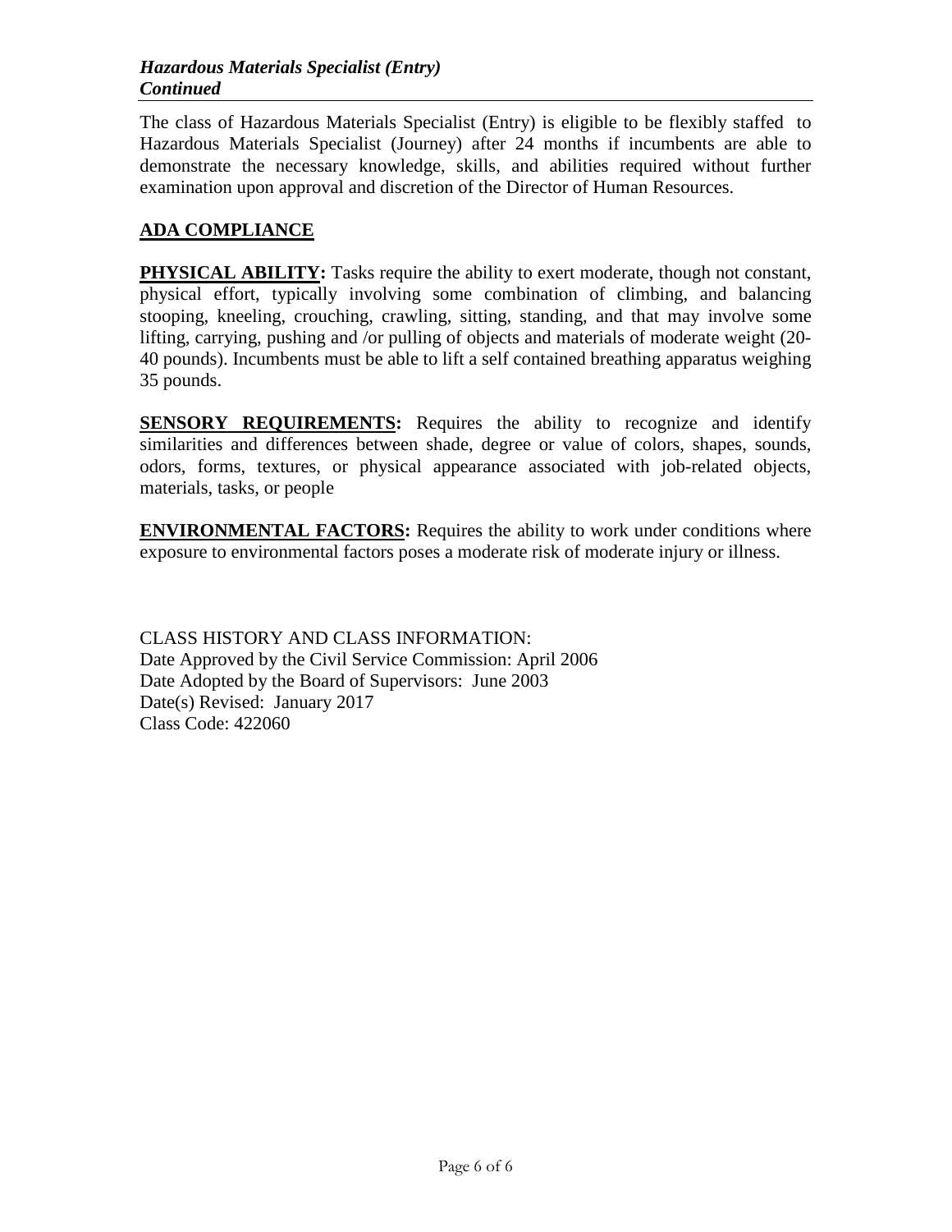The class of Hazardous Materials Specialist (Entry) is eligible to be flexibly staffed to Hazardous Materials Specialist (Journey) after 24 months if incumbents are able to demonstrate the necessary knowledge, skills, and abilities required without further examination upon approval and discretion of the Director of Human Resources.

## ADA COMPLIANCE

**PHYSICAL ABILITY:** Tasks require the ability to exert moderate, though not constant, physical effort, typically involving some combination of climbing, and balancing stooping, kneeling, crouching, crawling, sitting, standing, and that may involve some lifting, carrying, pushing and /or pulling of objects and materials of moderate weight (20-40 pounds). Incumbents must be able to lift a self contained breathing apparatus weighing 35 pounds.

**SENSORY REQUIREMENTS:** Requires the ability to recognize and identify similarities and differences between shade, degree or value of colors, shapes, sounds, odors, forms, textures, or physical appearance associated with job-related objects, materials, tasks, or people

**ENVIRONMENTAL FACTORS:** Requires the ability to work under conditions where exposure to environmental factors poses a moderate risk of moderate injury or illness.

CLASS HISTORY AND CLASS INFORMATION:
Date Approved by the Civil Service Commission: April 2006
Date Adopted by the Board of Supervisors: June 2003
Date(s) Revised: January 2017
Class Code: 422060